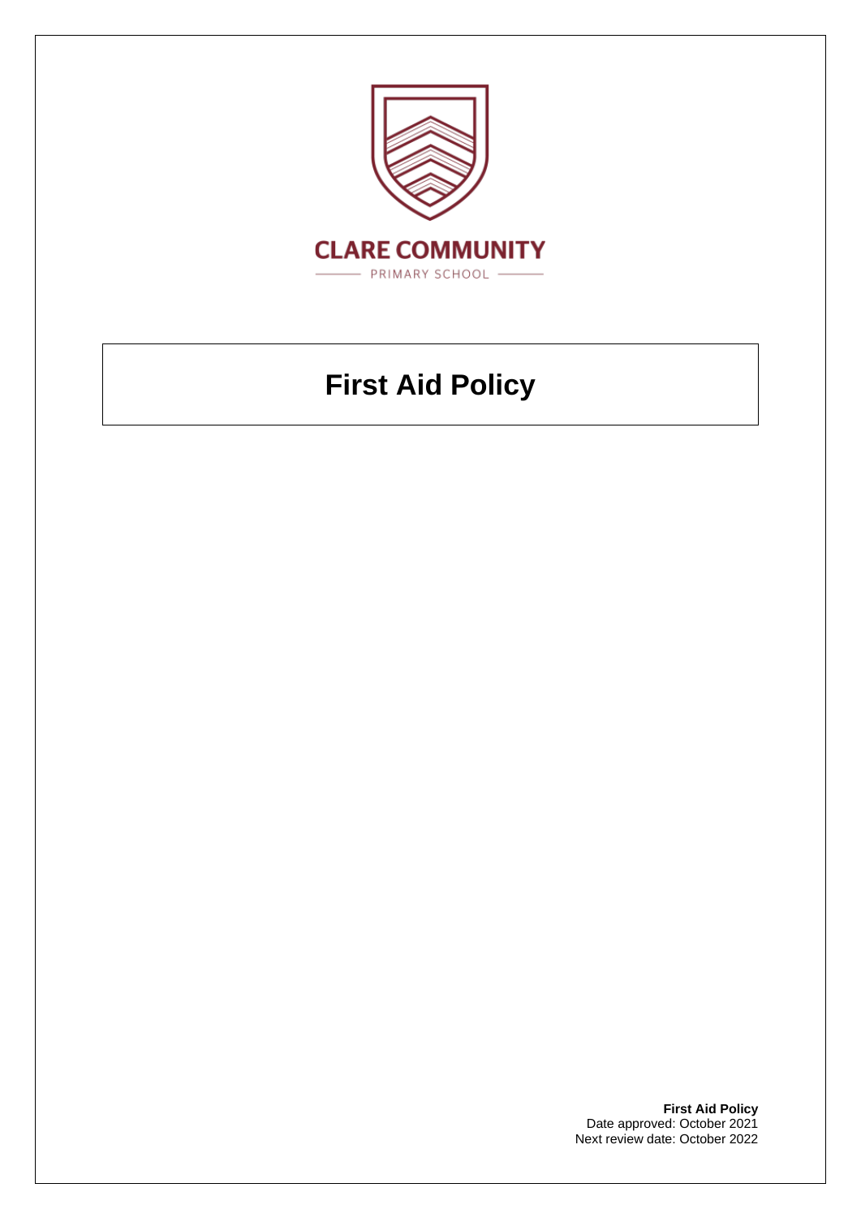**CLARE COMMUNITY**

PRIMARY SCHOOL

# First Aid Policy

**First Aid Policy**
Date approved: October 2021
Next review date: October 2022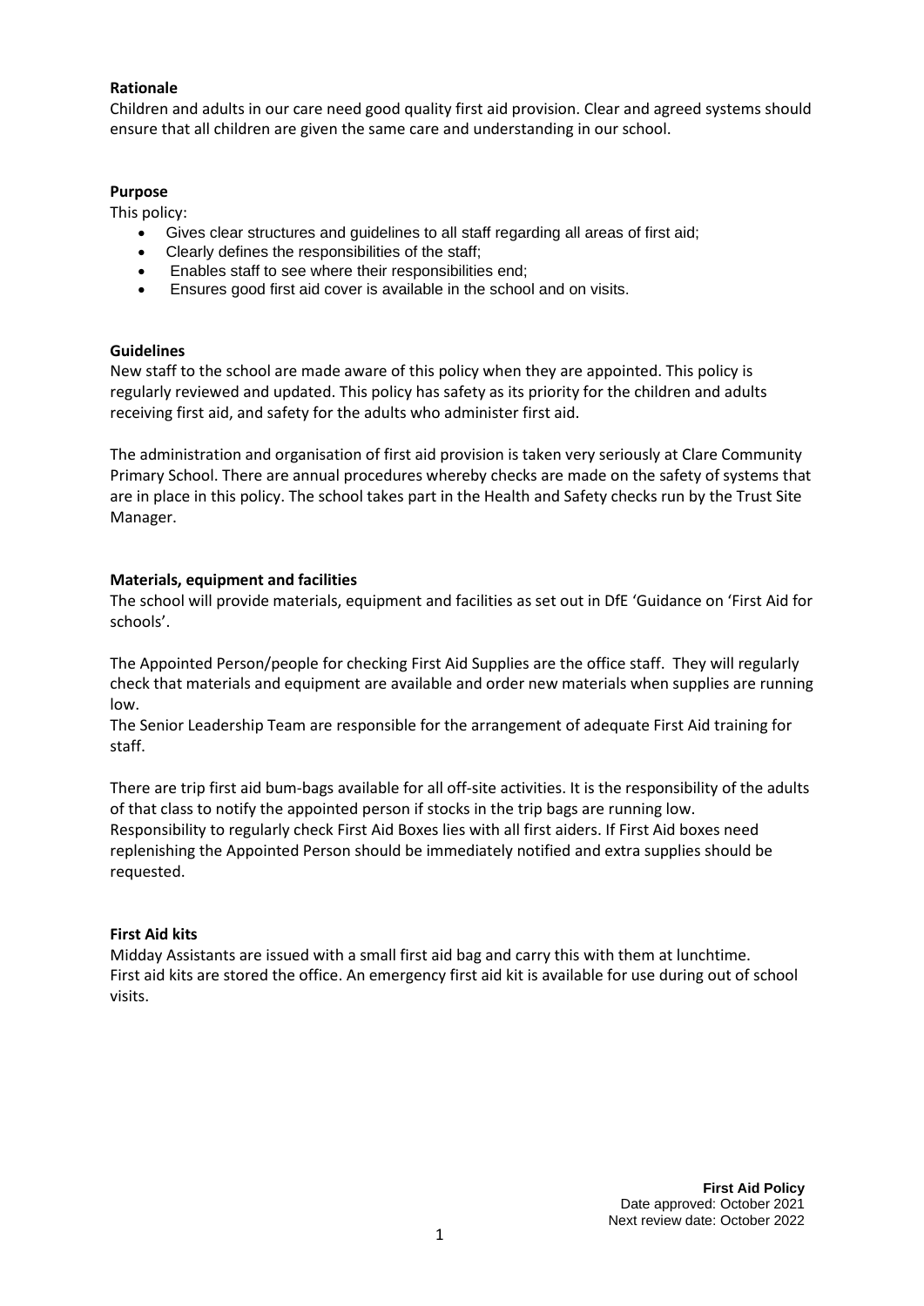**Rationale**

Children and adults in our care need good quality first aid provision. Clear and agreed systems should ensure that all children are given the same care and understanding in our school.

**Purpose**

This policy:

- Gives clear structures and guidelines to all staff regarding all areas of first aid;
- Clearly defines the responsibilities of the staff;
- Enables staff to see where their responsibilities end;
- Ensures good first aid cover is available in the school and on visits.

**Guidelines**

New staff to the school are made aware of this policy when they are appointed. This policy is regularly reviewed and updated. This policy has safety as its priority for the children and adults receiving first aid, and safety for the adults who administer first aid.

The administration and organisation of first aid provision is taken very seriously at Clare Community Primary School. There are annual procedures whereby checks are made on the safety of systems that are in place in this policy. The school takes part in the Health and Safety checks run by the Trust Site Manager.

**Materials, equipment and facilities**

The school will provide materials, equipment and facilities as set out in DfE 'Guidance on 'First Aid for schools'.

The Appointed Person/people for checking First Aid Supplies are the office staff. They will regularly check that materials and equipment are available and order new materials when supplies are running low.

The Senior Leadership Team are responsible for the arrangement of adequate First Aid training for staff.

There are trip first aid bum-bags available for all off-site activities. It is the responsibility of the adults of that class to notify the appointed person if stocks in the trip bags are running low.

Responsibility to regularly check First Aid Boxes lies with all first aiders. If First Aid boxes need replenishing the Appointed Person should be immediately notified and extra supplies should be requested.

**First Aid kits**

Midday Assistants are issued with a small first aid bag and carry this with them at lunchtime.

First aid kits are stored the office. An emergency first aid kit is available for use during out of school visits.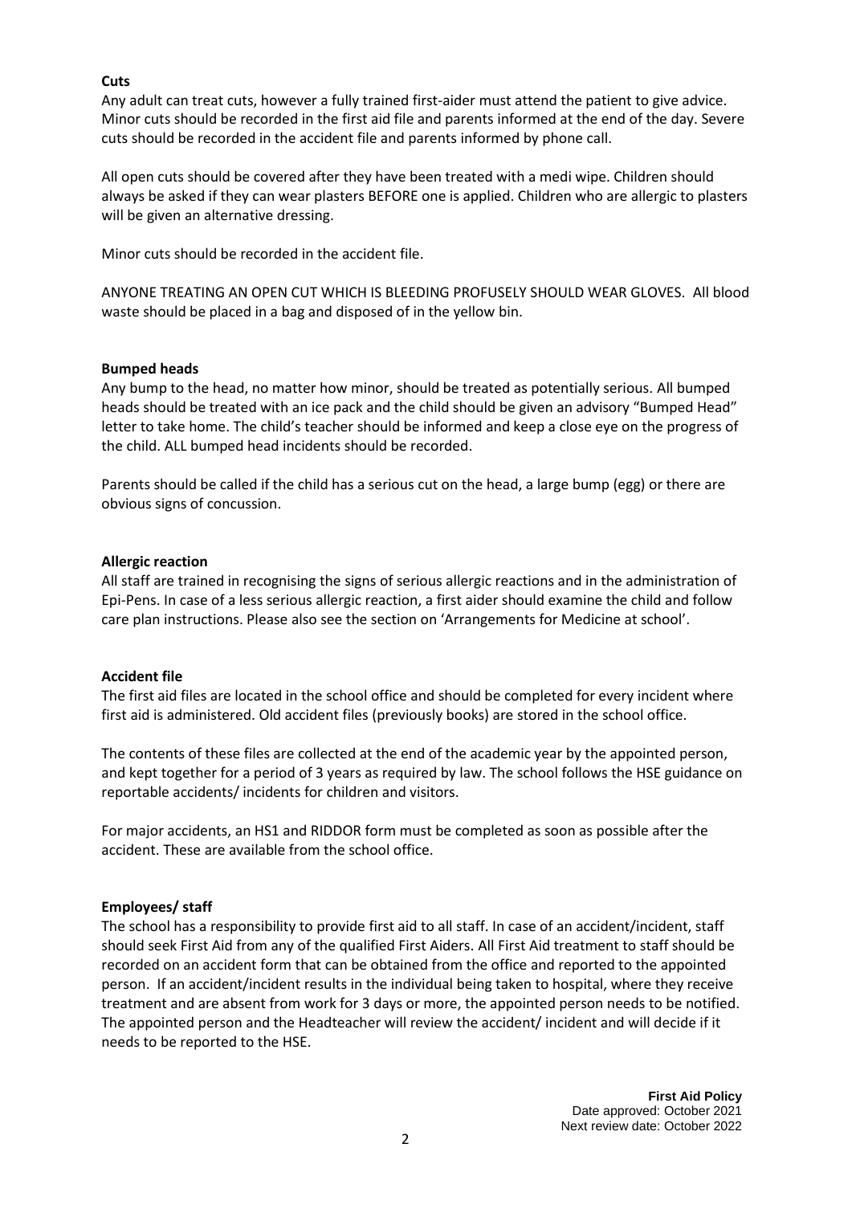**Cuts**

Any adult can treat cuts, however a fully trained first-aider must attend the patient to give advice. Minor cuts should be recorded in the first aid file and parents informed at the end of the day. Severe cuts should be recorded in the accident file and parents informed by phone call.

All open cuts should be covered after they have been treated with a medi wipe. Children should always be asked if they can wear plasters BEFORE one is applied. Children who are allergic to plasters will be given an alternative dressing.

Minor cuts should be recorded in the accident file.

ANYONE TREATING AN OPEN CUT WHICH IS BLEEDING PROFUSELY SHOULD WEAR GLOVES. All blood waste should be placed in a bag and disposed of in the yellow bin.

**Bumped heads**

Any bump to the head, no matter how minor, should be treated as potentially serious. All bumped heads should be treated with an ice pack and the child should be given an advisory "Bumped Head" letter to take home. The child's teacher should be informed and keep a close eye on the progress of the child. ALL bumped head incidents should be recorded.

Parents should be called if the child has a serious cut on the head, a large bump (egg) or there are obvious signs of concussion.

**Allergic reaction**

All staff are trained in recognising the signs of serious allergic reactions and in the administration of Epi-Pens. In case of a less serious allergic reaction, a first aider should examine the child and follow care plan instructions. Please also see the section on 'Arrangements for Medicine at school'.

**Accident file**

The first aid files are located in the school office and should be completed for every incident where first aid is administered. Old accident files (previously books) are stored in the school office.

The contents of these files are collected at the end of the academic year by the appointed person, and kept together for a period of 3 years as required by law. The school follows the HSE guidance on reportable accidents/ incidents for children and visitors.

For major accidents, an HS1 and RIDDOR form must be completed as soon as possible after the accident. These are available from the school office.

**Employees/ staff**

The school has a responsibility to provide first aid to all staff. In case of an accident/incident, staff should seek First Aid from any of the qualified First Aiders. All First Aid treatment to staff should be recorded on an accident form that can be obtained from the office and reported to the appointed person. If an accident/incident results in the individual being taken to hospital, where they receive treatment and are absent from work for 3 days or more, the appointed person needs to be notified. The appointed person and the Headteacher will review the accident/ incident and will decide if it needs to be reported to the HSE.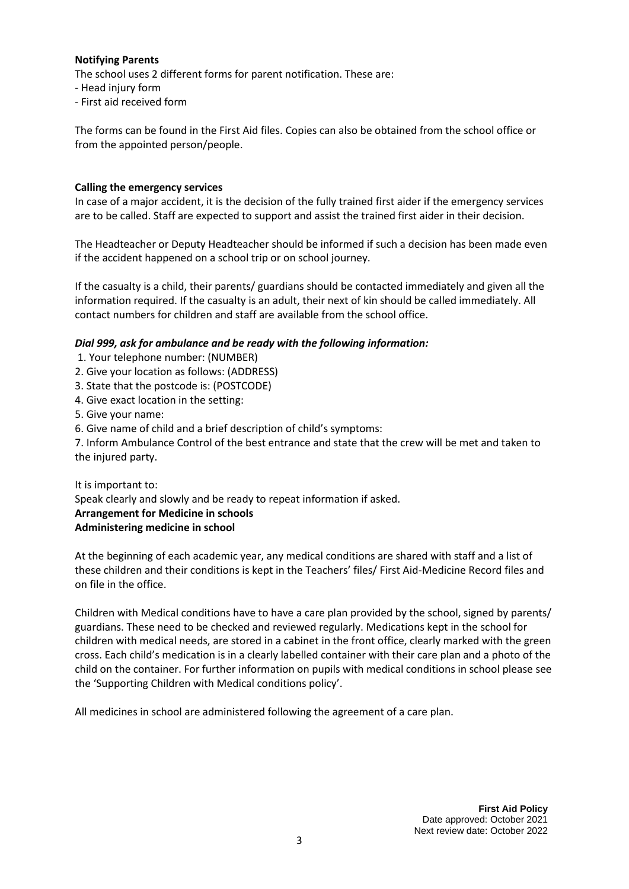**Notifying Parents**

The school uses 2 different forms for parent notification. These are:

- Head injury form
- First aid received form

The forms can be found in the First Aid files. Copies can also be obtained from the school office or from the appointed person/people.

**Calling the emergency services**

In case of a major accident, it is the decision of the fully trained first aider if the emergency services are to be called. Staff are expected to support and assist the trained first aider in their decision.

The Headteacher or Deputy Headteacher should be informed if such a decision has been made even if the accident happened on a school trip or on school journey.

If the casualty is a child, their parents/ guardians should be contacted immediately and given all the information required. If the casualty is an adult, their next of kin should be called immediately. All contact numbers for children and staff are available from the school office.

***Dial 999, ask for ambulance and be ready with the following information:***

1. Your telephone number: (NUMBER)
2. Give your location as follows: (ADDRESS)
3. State that the postcode is: (POSTCODE)
4. Give exact location in the setting:
5. Give your name:
6. Give name of child and a brief description of child's symptoms:
7. Inform Ambulance Control of the best entrance and state that the crew will be met and taken to the injured party.

It is important to:

Speak clearly and slowly and be ready to repeat information if asked.

**Arrangement for Medicine in schools**

**Administering medicine in school**

At the beginning of each academic year, any medical conditions are shared with staff and a list of these children and their conditions is kept in the Teachers' files/ First Aid-Medicine Record files and on file in the office.

Children with Medical conditions have to have a care plan provided by the school, signed by parents/ guardians. These need to be checked and reviewed regularly. Medications kept in the school for children with medical needs, are stored in a cabinet in the front office, clearly marked with the green cross. Each child's medication is in a clearly labelled container with their care plan and a photo of the child on the container. For further information on pupils with medical conditions in school please see the 'Supporting Children with Medical conditions policy'.

All medicines in school are administered following the agreement of a care plan.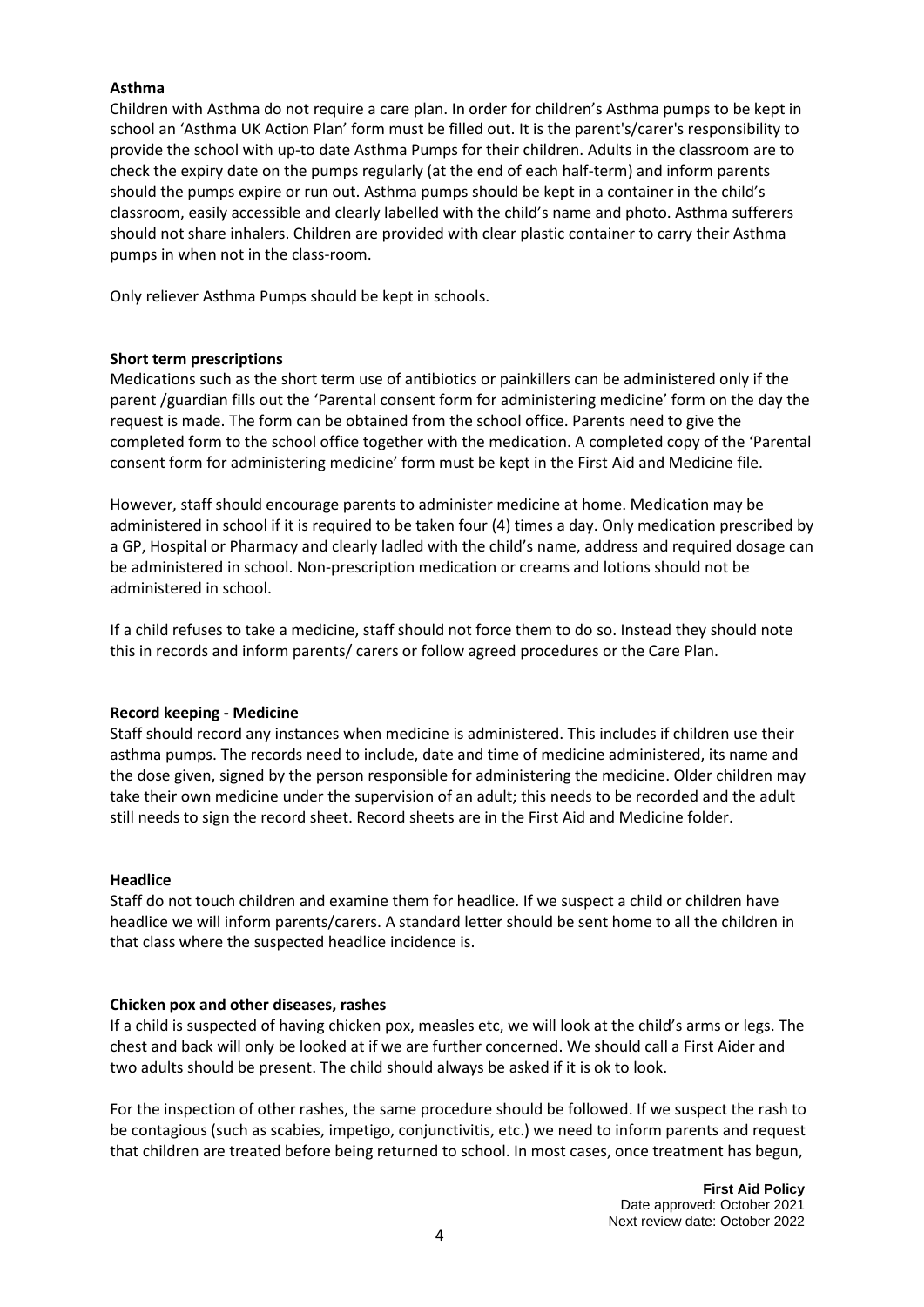**Asthma**

Children with Asthma do not require a care plan. In order for children's Asthma pumps to be kept in school an 'Asthma UK Action Plan' form must be filled out. It is the parent's/carer's responsibility to provide the school with up-to date Asthma Pumps for their children. Adults in the classroom are to check the expiry date on the pumps regularly (at the end of each half-term) and inform parents should the pumps expire or run out. Asthma pumps should be kept in a container in the child's classroom, easily accessible and clearly labelled with the child's name and photo. Asthma sufferers should not share inhalers. Children are provided with clear plastic container to carry their Asthma pumps in when not in the class-room.

Only reliever Asthma Pumps should be kept in schools.

**Short term prescriptions**

Medications such as the short term use of antibiotics or painkillers can be administered only if the parent /guardian fills out the 'Parental consent form for administering medicine' form on the day the request is made. The form can be obtained from the school office. Parents need to give the completed form to the school office together with the medication. A completed copy of the 'Parental consent form for administering medicine' form must be kept in the First Aid and Medicine file.

However, staff should encourage parents to administer medicine at home. Medication may be administered in school if it is required to be taken four (4) times a day. Only medication prescribed by a GP, Hospital or Pharmacy and clearly ladled with the child's name, address and required dosage can be administered in school. Non-prescription medication or creams and lotions should not be administered in school.

If a child refuses to take a medicine, staff should not force them to do so. Instead they should note this in records and inform parents/ carers or follow agreed procedures or the Care Plan.

**Record keeping - Medicine**

Staff should record any instances when medicine is administered. This includes if children use their asthma pumps. The records need to include, date and time of medicine administered, its name and the dose given, signed by the person responsible for administering the medicine. Older children may take their own medicine under the supervision of an adult; this needs to be recorded and the adult still needs to sign the record sheet. Record sheets are in the First Aid and Medicine folder.

**Headlice**

Staff do not touch children and examine them for headlice. If we suspect a child or children have headlice we will inform parents/carers. A standard letter should be sent home to all the children in that class where the suspected headlice incidence is.

**Chicken pox and other diseases, rashes**

If a child is suspected of having chicken pox, measles etc, we will look at the child's arms or legs. The chest and back will only be looked at if we are further concerned. We should call a First Aider and two adults should be present. The child should always be asked if it is ok to look.

For the inspection of other rashes, the same procedure should be followed. If we suspect the rash to be contagious (such as scabies, impetigo, conjunctivitis, etc.) we need to inform parents and request that children are treated before being returned to school. In most cases, once treatment has begun,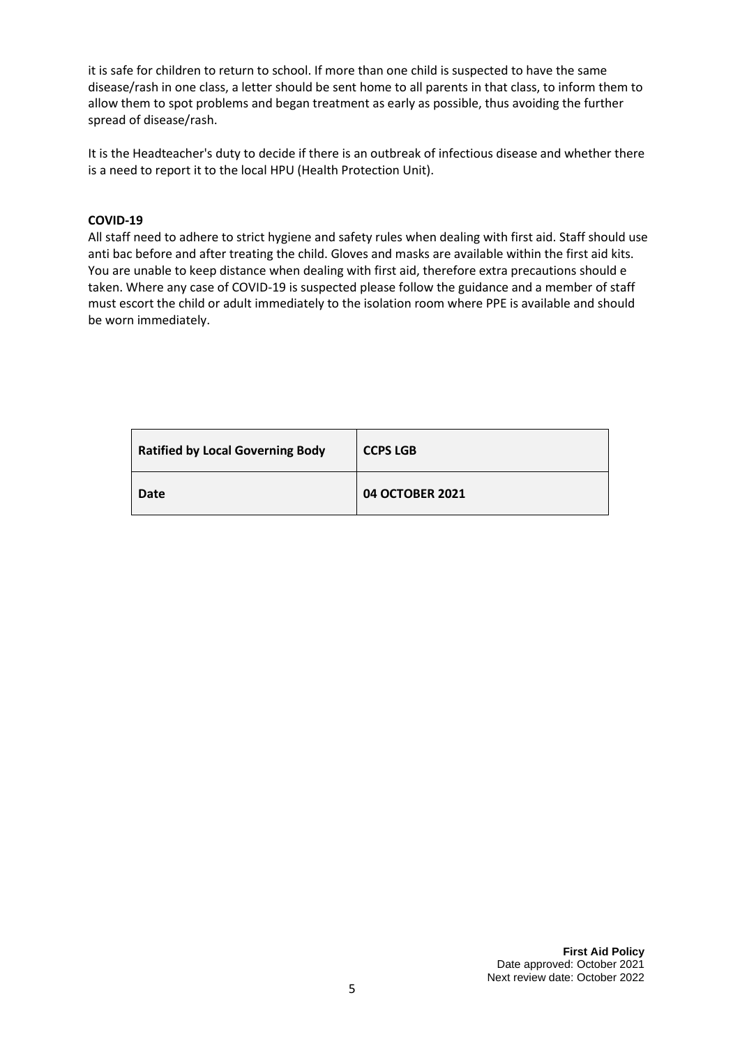it is safe for children to return to school. If more than one child is suspected to have the same disease/rash in one class, a letter should be sent home to all parents in that class, to inform them to allow them to spot problems and began treatment as early as possible, thus avoiding the further spread of disease/rash.

It is the Headteacher's duty to decide if there is an outbreak of infectious disease and whether there is a need to report it to the local HPU (Health Protection Unit).

**COVID-19**

All staff need to adhere to strict hygiene and safety rules when dealing with first aid. Staff should use anti bac before and after treating the child. Gloves and masks are available within the first aid kits. You are unable to keep distance when dealing with first aid, therefore extra precautions should e taken. Where any case of COVID-19 is suspected please follow the guidance and a member of staff must escort the child or adult immediately to the isolation room where PPE is available and should be worn immediately.

| | |
|---|---|
| **Ratified by Local Governing Body** | **CCPS LGB** |
| **Date** | **04 OCTOBER 2021** |